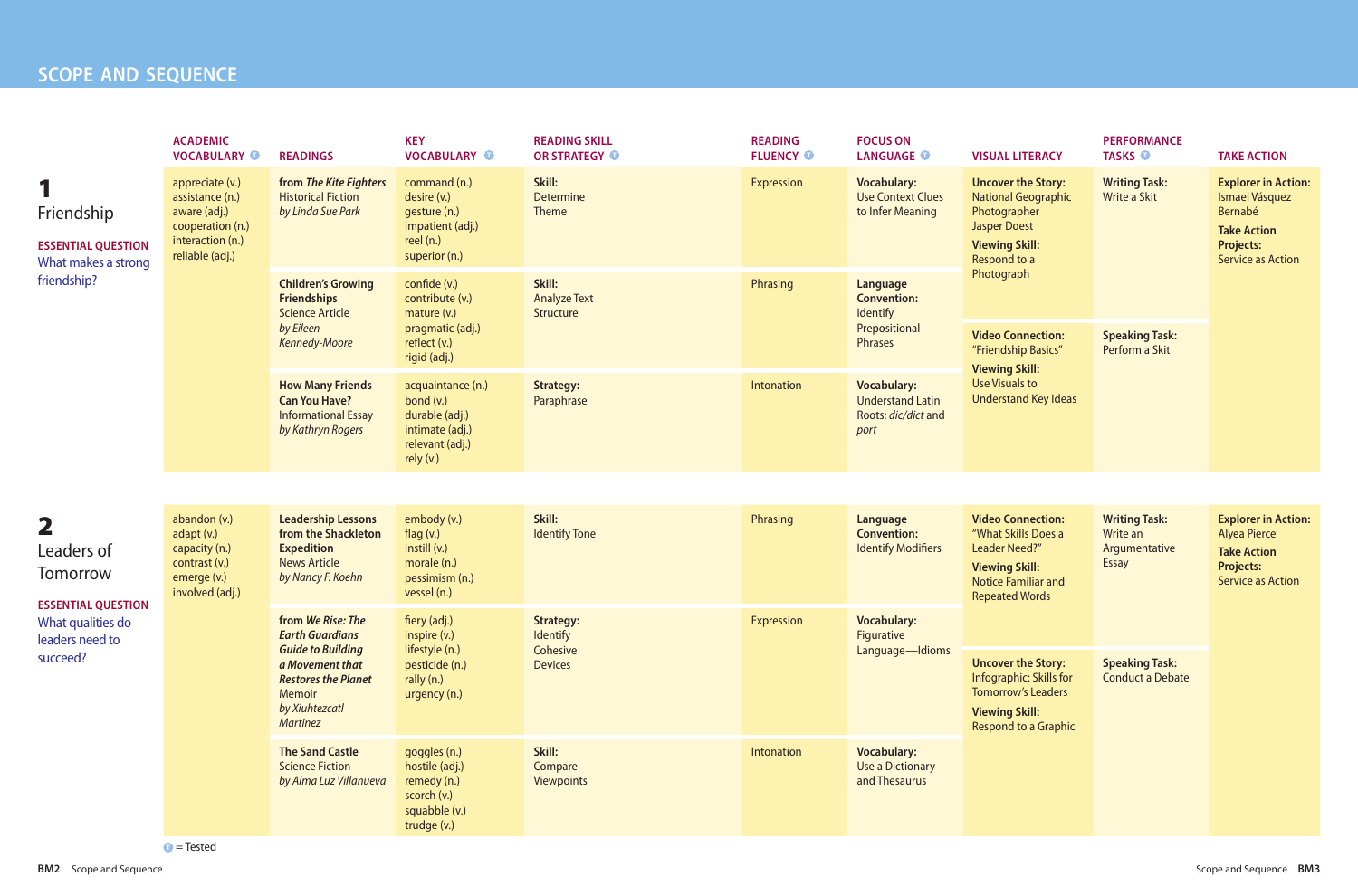# SCOPE AND SEQUENCE

| | ACADEMIC VOCABULARY (T) | READINGS | KEY VOCABULARY (T) | READING SKILL OR STRATEGY (T) | READING FLUENCY (T) | FOCUS ON LANGUAGE (T) | VISUAL LITERACY | PERFORMANCE TASKS (T) | TAKE ACTION |
|---|---|---|---|---|---|---|---|---|---|
| **1** Friendship<br>**ESSENTIAL QUESTION** What makes a strong friendship? | appreciate (v.)<br>assistance (n.)<br>aware (adj.)<br>cooperation (n.)<br>interaction (n.)<br>reliable (adj.) | **from *The Kite Fighters***<br>Historical Fiction<br>*by Linda Sue Park* | command (n.)<br>desire (v.)<br>gesture (n.)<br>impatient (adj.)<br>reel (n.)<br>superior (n.) | **Skill:** Determine Theme | Expression | **Vocabulary:** Use Context Clues to Infer Meaning | **Uncover the Story:** National Geographic Photographer Jasper Doest<br>**Viewing Skill:** Respond to a Photograph | **Writing Task:** Write a Skit | **Explorer in Action:** Ismael Vásquez Bernabé<br>**Take Action Projects:** Service as Action |
| | | **Children's Growing Friendships**<br>Science Article<br>*by Eileen Kennedy-Moore* | confide (v.)<br>contribute (v.)<br>mature (v.)<br>pragmatic (adj.)<br>reflect (v.)<br>rigid (adj.) | **Skill:** Analyze Text Structure | Phrasing | **Language Convention:** Identify Prepositional Phrases | **Video Connection:** "Friendship Basics"<br>**Viewing Skill:** Use Visuals to Understand Key Ideas | **Speaking Task:** Perform a Skit | |
| | | **How Many Friends Can You Have?**<br>Informational Essay<br>*by Kathryn Rogers* | acquaintance (n.)<br>bond (v.)<br>durable (adj.)<br>intimate (adj.)<br>relevant (adj.)<br>rely (v.) | **Strategy:** Paraphrase | Intonation | **Vocabulary:** Understand Latin Roots: *dic/dict* and *port* | | | |
| **2** Leaders of Tomorrow<br>**ESSENTIAL QUESTION** What qualities do leaders need to succeed? | abandon (v.)<br>adapt (v.)<br>capacity (n.)<br>contrast (v.)<br>emerge (v.)<br>involved (adj.) | **Leadership Lessons from the Shackleton Expedition**<br>News Article<br>*by Nancy F. Koehn* | embody (v.)<br>flag (v.)<br>instill (v.)<br>morale (n.)<br>pessimism (n.)<br>vessel (n.) | **Skill:** Identify Tone | Phrasing | **Language Convention:** Identify Modifiers | **Video Connection:** "What Skills Does a Leader Need?"<br>**Viewing Skill:** Notice Familiar and Repeated Words | **Writing Task:** Write an Argumentative Essay | **Explorer in Action:** Alyea Pierce<br>**Take Action Projects:** Service as Action |
| | | **from *We Rise: The Earth Guardians Guide to Building a Movement that Restores the Planet***<br>Memoir<br>*by Xiuhtezcatl Martinez* | fiery (adj.)<br>inspire (v.)<br>lifestyle (n.)<br>pesticide (n.)<br>rally (n.)<br>urgency (n.) | **Strategy:** Identify Cohesive Devices | Expression | **Vocabulary:** Figurative Language—Idioms | **Uncover the Story:** Infographic: Skills for Tomorrow's Leaders<br>**Viewing Skill:** Respond to a Graphic | **Speaking Task:** Conduct a Debate | |
| | | **The Sand Castle**<br>Science Fiction<br>*by Alma Luz Villanueva* | goggles (n.)<br>hostile (adj.)<br>remedy (n.)<br>scorch (v.)<br>squabble (v.)<br>trudge (v.) | **Skill:** Compare Viewpoints | Intonation | **Vocabulary:** Use a Dictionary and Thesaurus | | | |

(T) = Tested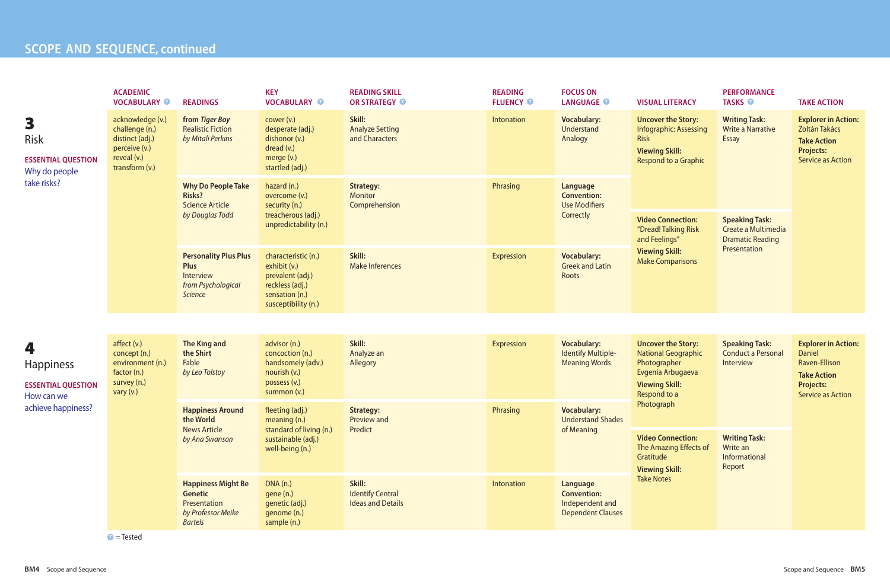## SCOPE AND SEQUENCE, continued

| | ACADEMIC VOCABULARY Ⓣ | READINGS | KEY VOCABULARY Ⓣ | READING SKILL OR STRATEGY Ⓣ | READING FLUENCY Ⓣ | FOCUS ON LANGUAGE Ⓣ | VISUAL LITERACY | PERFORMANCE TASKS Ⓣ | TAKE ACTION |
|---|---|---|---|---|---|---|---|---|---|
| **3** Risk **ESSENTIAL QUESTION** Why do people take risks? | acknowledge (v.) challenge (n.) distinct (adj.) perceive (v.) reveal (v.) transform (v.) | **from *Tiger Boy*** Realistic Fiction *by Mitali Perkins* | cower (v.) desperate (adj.) dishonor (v.) dread (v.) merge (v.) startled (adj.) | **Skill:** Analyze Setting and Characters | Intonation | **Vocabulary:** Understand Analogy | **Uncover the Story:** Infographic: Assessing Risk **Viewing Skill:** Respond to a Graphic | **Writing Task:** Write a Narrative Essay | **Explorer in Action:** Zoltán Takács **Take Action Projects:** Service as Action |
| | | **Why Do People Take Risks?** Science Article *by Douglas Todd* | hazard (n.) overcome (v.) security (n.) treacherous (adj.) unpredictability (n.) | **Strategy:** Monitor Comprehension | Phrasing | **Language Convention:** Use Modifiers Correctly | **Video Connection:** "Dread! Talking Risk and Feelings" **Viewing Skill:** Make Comparisons | **Speaking Task:** Create a Multimedia Dramatic Reading Presentation | |
| | | **Personality Plus Plus Plus** Interview *from Psychological Science* | characteristic (n.) exhibit (v.) prevalent (adj.) reckless (adj.) sensation (n.) susceptibility (n.) | **Skill:** Make Inferences | Expression | **Vocabulary:** Greek and Latin Roots | | | |
| **4** Happiness **ESSENTIAL QUESTION** How can we achieve happiness? | affect (v.) concept (n.) environment (n.) factor (n.) survey (n.) vary (v.) | **The King and the Shirt** Fable *by Leo Tolstoy* | advisor (n.) concoction (n.) handsomely (adv.) nourish (v.) possess (v.) summon (v.) | **Skill:** Analyze an Allegory | Expression | **Vocabulary:** Identify Multiple-Meaning Words | **Uncover the Story:** National Geographic Photographer Evgenia Arbugaeva **Viewing Skill:** Respond to a Photograph | **Speaking Task:** Conduct a Personal Interview | **Explorer in Action:** Daniel Raven-Ellison **Take Action Projects:** Service as Action |
| | | **Happiness Around the World** News Article *by Ana Swanson* | fleeting (adj.) meaning (n.) standard of living (n.) sustainable (adj.) well-being (n.) | **Strategy:** Preview and Predict | Phrasing | **Vocabulary:** Understand Shades of Meaning | **Video Connection:** The Amazing Effects of Gratitude **Viewing Skill:** Take Notes | **Writing Task:** Write an Informational Report | |
| | | **Happiness Might Be Genetic** Presentation *by Professor Meike Bartels* | DNA (n.) gene (n.) genetic (adj.) genome (n.) sample (n.) | **Skill:** Identify Central Ideas and Details | Intonation | **Language Convention:** Independent and Dependent Clauses | | | |

Ⓣ = Tested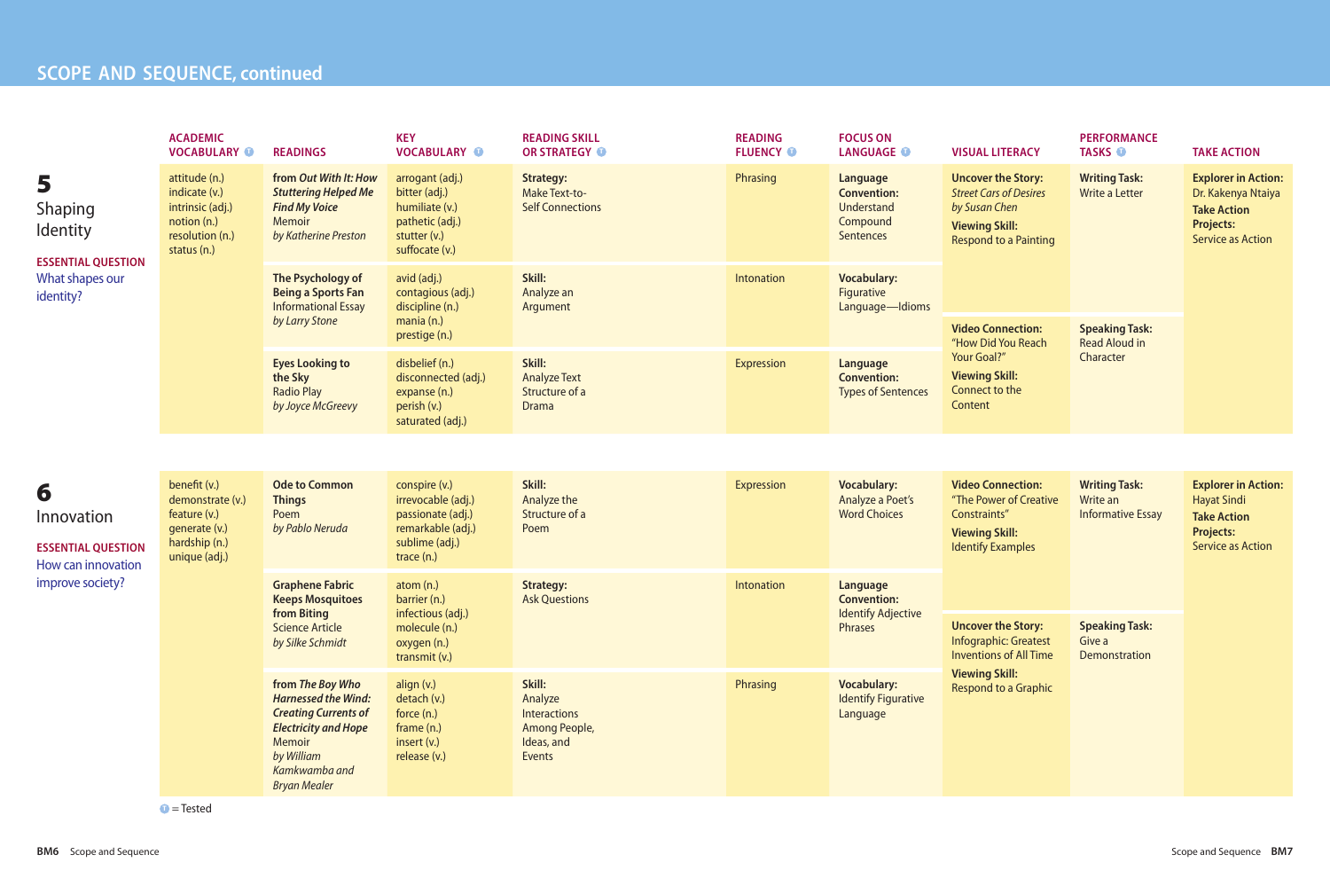# SCOPE AND SEQUENCE, continued

| | ACADEMIC VOCABULARY Ⓣ | READINGS | KEY VOCABULARY Ⓣ | READING SKILL OR STRATEGY Ⓣ | READING FLUENCY Ⓣ | FOCUS ON LANGUAGE Ⓣ | VISUAL LITERACY | PERFORMANCE TASKS Ⓣ | TAKE ACTION |
|---|---|---|---|---|---|---|---|---|---|
| **5** Shaping Identity<br><br>**ESSENTIAL QUESTION**<br>What shapes our identity? | attitude (n.)<br>indicate (v.)<br>intrinsic (adj.)<br>notion (n.)<br>resolution (n.)<br>status (n.) | **from *Out With It: How Stuttering Helped Me Find My Voice***<br>Memoir<br>*by Katherine Preston* | arrogant (adj.)<br>bitter (adj.)<br>humiliate (v.)<br>pathetic (adj.)<br>stutter (v.)<br>suffocate (v.) | **Strategy:**<br>Make Text-to-Self Connections | Phrasing | **Language Convention:**<br>Understand Compound Sentences | **Uncover the Story:**<br>*Street Cars of Desires by Susan Chen*<br>**Viewing Skill:**<br>Respond to a Painting | **Writing Task:**<br>Write a Letter | **Explorer in Action:**<br>Dr. Kakenya Ntaiya<br>**Take Action Projects:**<br>Service as Action |
| | | **The Psychology of Being a Sports Fan**<br>Informational Essay<br>*by Larry Stone* | avid (adj.)<br>contagious (adj.)<br>discipline (n.)<br>mania (n.)<br>prestige (n.) | **Skill:**<br>Analyze an Argument | Intonation | **Vocabulary:**<br>Figurative Language—Idioms | **Video Connection:**<br>"How Did You Reach Your Goal?"<br>**Viewing Skill:**<br>Connect to the Content | **Speaking Task:**<br>Read Aloud in Character | |
| | | **Eyes Looking to the Sky**<br>Radio Play<br>*by Joyce McGreevy* | disbelief (n.)<br>disconnected (adj.)<br>expanse (n.)<br>perish (v.)<br>saturated (adj.) | **Skill:**<br>Analyze Text Structure of a Drama | Expression | **Language Convention:**<br>Types of Sentences | | | |
| **6** Innovation<br><br>**ESSENTIAL QUESTION**<br>How can innovation improve society? | benefit (v.)<br>demonstrate (v.)<br>feature (v.)<br>generate (v.)<br>hardship (n.)<br>unique (adj.) | **Ode to Common Things**<br>Poem<br>*by Pablo Neruda* | conspire (v.)<br>irrevocable (adj.)<br>passionate (adj.)<br>remarkable (adj.)<br>sublime (adj.)<br>trace (n.) | **Skill:**<br>Analyze the Structure of a Poem | Expression | **Vocabulary:**<br>Analyze a Poet's Word Choices | **Video Connection:**<br>"The Power of Creative Constraints"<br>**Viewing Skill:**<br>Identify Examples | **Writing Task:**<br>Write an Informative Essay | **Explorer in Action:**<br>Hayat Sindi<br>**Take Action Projects:**<br>Service as Action |
| | | **Graphene Fabric Keeps Mosquitoes from Biting**<br>Science Article<br>*by Silke Schmidt* | atom (n.)<br>barrier (n.)<br>infectious (adj.)<br>molecule (n.)<br>oxygen (n.)<br>transmit (v.) | **Strategy:**<br>Ask Questions | Intonation | **Language Convention:**<br>Identify Adjective Phrases | **Uncover the Story:**<br>Infographic: Greatest Inventions of All Time<br>**Viewing Skill:**<br>Respond to a Graphic | **Speaking Task:**<br>Give a Demonstration | |
| | | **from *The Boy Who Harnessed the Wind: Creating Currents of Electricity and Hope***<br>Memoir<br>*by William Kamkwamba and Bryan Mealer* | align (v.)<br>detach (v.)<br>force (n.)<br>frame (n.)<br>insert (v.)<br>release (v.) | **Skill:**<br>Analyze Interactions Among People, Ideas, and Events | Phrasing | **Vocabulary:**<br>Identify Figurative Language | | | |

Ⓣ = Tested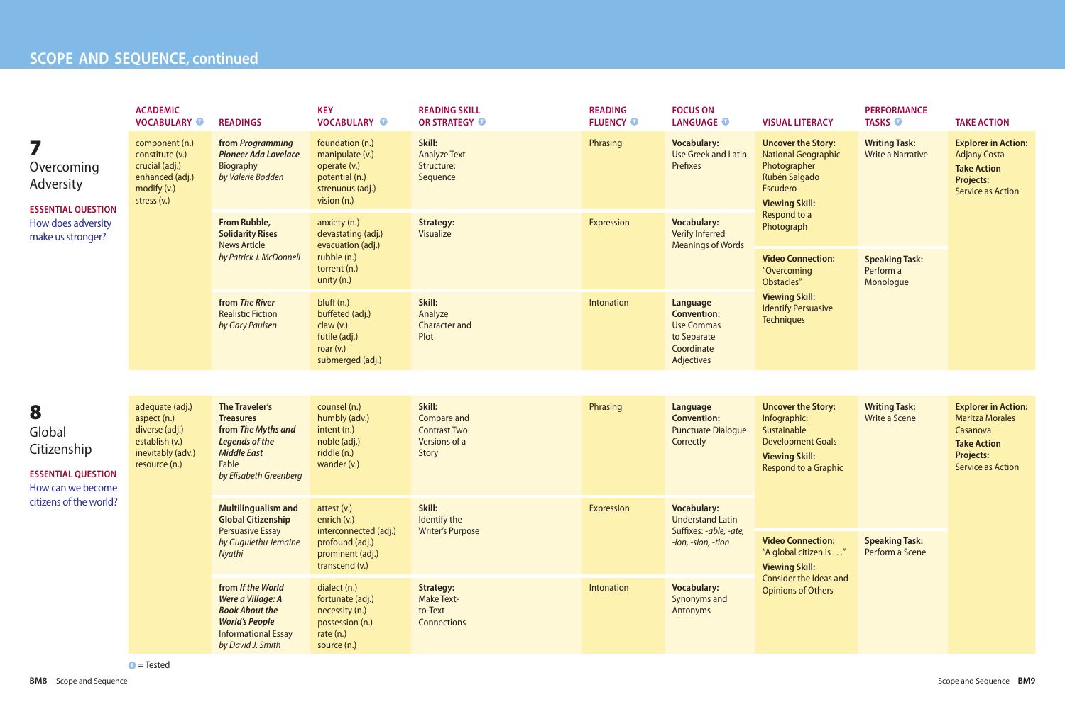## SCOPE AND SEQUENCE, continued

| | ACADEMIC VOCABULARY ⓘ | READINGS | KEY VOCABULARY ⓘ | READING SKILL OR STRATEGY ⓘ | READING FLUENCY ⓘ | FOCUS ON LANGUAGE ⓘ | VISUAL LITERACY | PERFORMANCE TASKS ⓘ | TAKE ACTION |
|---|---|---|---|---|---|---|---|---|---|
| **7** Overcoming Adversity<br>**ESSENTIAL QUESTION** How does adversity make us stronger? | component (n.)<br>constitute (v.)<br>crucial (adj.)<br>enhanced (adj.)<br>modify (v.)<br>stress (v.) | from *Programming Pioneer Ada Lovelace*<br>Biography<br>*by Valerie Bodden* | foundation (n.)<br>manipulate (v.)<br>operate (v.)<br>potential (n.)<br>strenuous (adj.)<br>vision (n.) | **Skill:** Analyze Text Structure: Sequence | Phrasing | **Vocabulary:** Use Greek and Latin Prefixes | **Uncover the Story:** National Geographic Photographer Rubén Salgado Escudero<br>**Viewing Skill:** Respond to a Photograph | **Writing Task:** Write a Narrative | **Explorer in Action:** Adjany Costa<br>**Take Action Projects:** Service as Action |
| | | **From Rubble, Solidarity Rises**<br>News Article<br>*by Patrick J. McDonnell* | anxiety (n.)<br>devastating (adj.)<br>evacuation (adj.)<br>rubble (n.)<br>torrent (n.)<br>unity (n.) | **Strategy:** Visualize | Expression | **Vocabulary:** Verify Inferred Meanings of Words | **Video Connection:** "Overcoming Obstacles"<br>**Viewing Skill:** Identify Persuasive Techniques | **Speaking Task:** Perform a Monologue | |
| | | from *The River*<br>Realistic Fiction<br>*by Gary Paulsen* | bluff (n.)<br>buffeted (adj.)<br>claw (v.)<br>futile (adj.)<br>roar (v.)<br>submerged (adj.) | **Skill:** Analyze Character and Plot | Intonation | **Language Convention:** Use Commas to Separate Coordinate Adjectives | | | |
| **8** Global Citizenship<br>**ESSENTIAL QUESTION** How can we become citizens of the world? | adequate (adj.)<br>aspect (n.)<br>diverse (adj.)<br>establish (v.)<br>inevitably (adv.)<br>resource (n.) | **The Traveler's Treasures** from *The Myths and Legends of the Middle East*<br>Fable<br>*by Elisabeth Greenberg* | counsel (n.)<br>humbly (adv.)<br>intent (n.)<br>noble (adj.)<br>riddle (n.)<br>wander (v.) | **Skill:** Compare and Contrast Two Versions of a Story | Phrasing | **Language Convention:** Punctuate Dialogue Correctly | **Uncover the Story:** Infographic: Sustainable Development Goals<br>**Viewing Skill:** Respond to a Graphic | **Writing Task:** Write a Scene | **Explorer in Action:** Maritza Morales Casanova<br>**Take Action Projects:** Service as Action |
| | | **Multilingualism and Global Citizenship**<br>Persuasive Essay<br>*by Gugulethu Jemaine Nyathi* | attest (v.)<br>enrich (v.)<br>interconnected (adj.)<br>profound (adj.)<br>prominent (adj.)<br>transcend (v.) | **Skill:** Identify the Writer's Purpose | Expression | **Vocabulary:** Understand Latin Suffixes: *-able, -ate, -ion, -sion, -tion* | **Video Connection:** "A global citizen is . . ."<br>**Viewing Skill:** Consider the Ideas and Opinions of Others | **Speaking Task:** Perform a Scene | |
| | | from *If the World Were a Village: A Book About the World's People*<br>Informational Essay<br>*by David J. Smith* | dialect (n.)<br>fortunate (adj.)<br>necessity (n.)<br>possession (n.)<br>rate (n.)<br>source (n.) | **Strategy:** Make Text-to-Text Connections | Intonation | **Vocabulary:** Synonyms and Antonyms | | | |

ⓘ = Tested